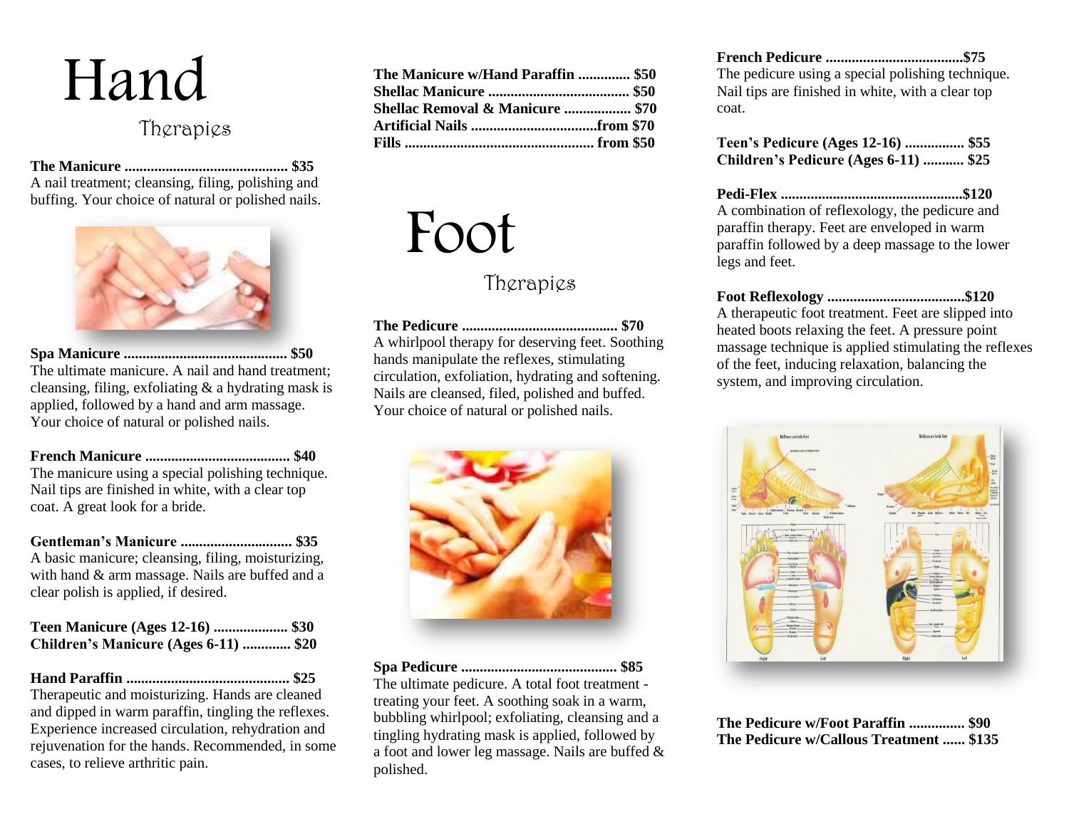# Hand

## Therapies

**The Manicure ............................................ $35**
A nail treatment; cleansing, filing, polishing and buffing. Your choice of natural or polished nails.

**Spa Manicure ............................................ $50**
The ultimate manicure. A nail and hand treatment; cleansing, filing, exfoliating & a hydrating mask is applied, followed by a hand and arm massage. Your choice of natural or polished nails.

**French Manicure ....................................... $40**
The manicure using a special polishing technique. Nail tips are finished in white, with a clear top coat. A great look for a bride.

**Gentleman's Manicure .............................. $35**
A basic manicure; cleansing, filing, moisturizing, with hand & arm massage. Nails are buffed and a clear polish is applied, if desired.

**Teen Manicure (Ages 12-16) .................... $30**
**Children's Manicure (Ages 6-11) ............. $20**

**Hand Paraffin ............................................ $25**
Therapeutic and moisturizing. Hands are cleaned and dipped in warm paraffin, tingling the reflexes. Experience increased circulation, rehydration and rejuvenation for the hands. Recommended, in some cases, to relieve arthritic pain.

**The Manicure w/Hand Paraffin .............. $50**
**Shellac Manicure ...................................... $50**
**Shellac Removal & Manicure .................. $70**
**Artificial Nails ..................................from $70**
**Fills .................................................. from $50**

# Foot

## Therapies

**The Pedicure .......................................... $70**
A whirlpool therapy for deserving feet. Soothing hands manipulate the reflexes, stimulating circulation, exfoliation, hydrating and softening. Nails are cleansed, filed, polished and buffed. Your choice of natural or polished nails.

**Spa Pedicure .......................................... $85**
The ultimate pedicure. A total foot treatment - treating your feet. A soothing soak in a warm, bubbling whirlpool; exfoliating, cleansing and a tingling hydrating mask is applied, followed by a foot and lower leg massage. Nails are buffed & polished.

**French Pedicure .....................................$75**
The pedicure using a special polishing technique. Nail tips are finished in white, with a clear top coat.

**Teen's Pedicure (Ages 12-16) ................ $55**
**Children's Pedicure (Ages 6-11) ........... $25**

**Pedi-Flex .................................................$120**
A combination of reflexology, the pedicure and paraffin therapy. Feet are enveloped in warm paraffin followed by a deep massage to the lower legs and feet.

**Foot Reflexology .....................................$120**
A therapeutic foot treatment. Feet are slipped into heated boots relaxing the feet. A pressure point massage technique is applied stimulating the reflexes of the feet, inducing relaxation, balancing the system, and improving circulation.

**The Pedicure w/Foot Paraffin ............... $90**
**The Pedicure w/Callous Treatment ...... $135**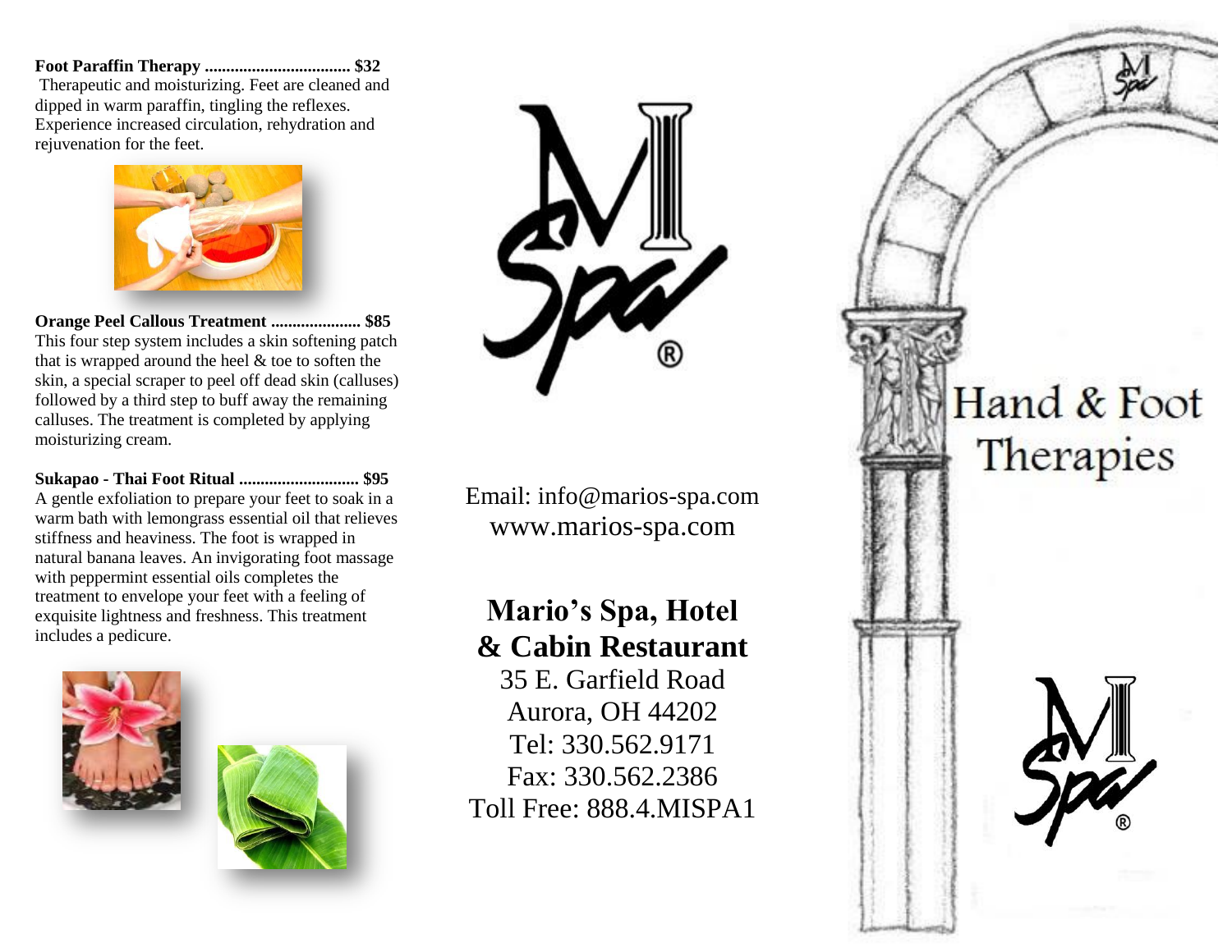**Foot Paraffin Therapy .................................. $32**
Therapeutic and moisturizing. Feet are cleaned and dipped in warm paraffin, tingling the reflexes. Experience increased circulation, rehydration and rejuvenation for the feet.

**Orange Peel Callous Treatment ..................... $85**
This four step system includes a skin softening patch that is wrapped around the heel & toe to soften the skin, a special scraper to peel off dead skin (calluses) followed by a third step to buff away the remaining calluses. The treatment is completed by applying moisturizing cream.

**Sukapao - Thai Foot Ritual ............................ $95**
A gentle exfoliation to prepare your feet to soak in a warm bath with lemongrass essential oil that relieves stiffness and heaviness. The foot is wrapped in natural banana leaves. An invigorating foot massage with peppermint essential oils completes the treatment to envelope your feet with a feeling of exquisite lightness and freshness. This treatment includes a pedicure.

Email: info@marios-spa.com
www.marios-spa.com

**Mario's Spa, Hotel & Cabin Restaurant**
35 E. Garfield Road
Aurora, OH 44202
Tel: 330.562.9171
Fax: 330.562.2386
Toll Free: 888.4.MISPA1

# Hand & Foot Therapies